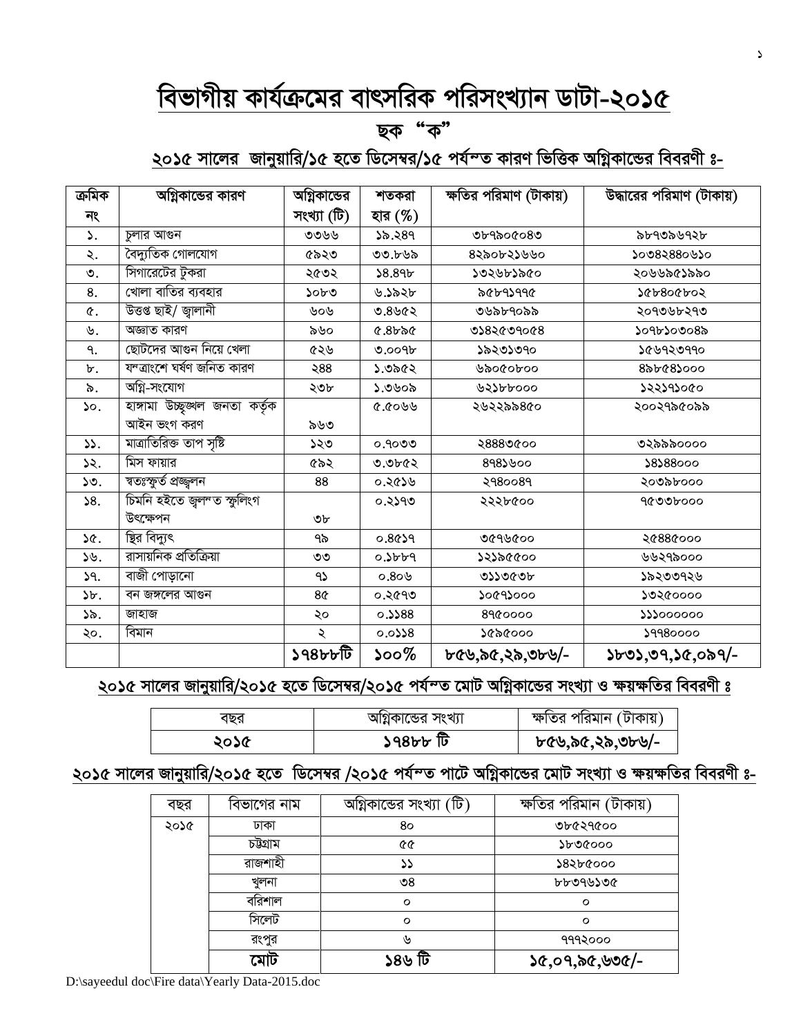# বিভাগীয় কার্যক্রমের বাৎসরিক পরিসংখ্যান ডাটা-২০১৫

## ছক "ক"

### ২০১৫ সালের জানুয়ারি/১৫ হতে ডিসেম্বর/১৫ পর্যন্ত কারণ ভিত্তিক অগ্নিকান্ডের বিবরণী ঃ-

| ক্রমিক নং | অগ্নিকান্ডের কারণ | অগ্নিকান্ডের সংখ্যা (টি) | শতকরা হার (%) | ক্ষতির পরিমাণ (টাকায়) | উদ্ধারের পরিমাণ (টাকায়) |
|---|---|---|---|---|---|
| ১. | চুলার আগুন | ৩৩৬৬ | ১৯.২৪৭ | ৩৮৭৯০৫০৪৩ | ৯৮৭৩৯৬৭২৮ |
| ২. | বৈদ্যুতিক গোলযোগ | ৫৯২৩ | ৩৩.৮৬৯ | ৪২৯০৮২১৬৬০ | ১০৩৪২৪৪০৬১০ |
| ৩. | সিগারেটের টুকরা | ২৫৩২ | ১৪.৪৭৮ | ১৩২৬৮১৯৫০ | ২০৬৬৯৫১৯৯০ |
| ৪. | খোলা বাতির ব্যবহার | ১০৮৩ | ৬.১৯২৮ | ৯৫৮৭১৭৭৫ | ১৫৮৪০৫৮০২ |
| ৫. | উত্তপ্ত ছাই/ জ্বালানী | ৬০৬ | ৩.৪৬৫২ | ৩৬৯৮৭০৯৯ | ২০৭৩৬৮২৭৩ |
| ৬. | অজ্ঞাত কারণ | ৯৬০ | ৫.৪৮৯৫ | ৩১৪২৫৩৭০৫৪ | ১০৭৮১০৩০৪৯ |
| ৭. | ছোটদের আগুন নিয়ে খেলা | ৫২৬ | ৩.০০৭৮ | ১৯২৩১৩৭০ | ১৫৬৭২৩৭৭০ |
| ৮. | যন্ত্রাংশে ঘর্ষণ জনিত কারণ | ২৪৪ | ১.৩৯৫২ | ৬৯০৫০৮০০ | ৪৯৮৫৪১০০০ |
| ৯. | অগ্নি-সংযোগ | ২৩৮ | ১.৩৬০৯ | ৬২১৮৮০০০ | ১২২১৭১০৫০ |
| ১০. | হাঙ্গামা উচ্ছৃঙ্খল জনতা কর্তৃক আইন ভংগ করণ | ৯৬৩ | ৫.৫০৬৬ | ২৬২২৯৯৪৫০ | ২০০২৭৯৫০৯৯ |
| ১১. | মাত্রাতিরিক্ত তাপ সৃষ্টি | ১২৩ | ০.৭০৩৩ | ২৪৪৪৩৫০০ | ৩২৯৯৯০০০০ |
| ১২. | মিস ফায়ার | ৫৯২ | ৩.৩৮৫২ | ৪৭৪১৬০০ | ১৪১৪৪০০০ |
| ১৩. | স্বতঃস্ফূর্ত প্রজ্জ্বলন | ৪৪ | ০.২৫১৬ | ২৭৪০০৪৭ | ২০৩৯৮০০০ |
| ১৪. | চিমনি হইতে জ্বলন্ত স্ফুলিংগ উৎক্ষেপন | ৩৮ | ০.২১৭৩ | ২২২৮৫০০ | ৭৫৩৩৮০০০ |
| ১৫. | স্থির বিদ্যুৎ | ৭৯ | ০.৪৫১৭ | ৩৫৭৬৫০০ | ২৫৪৪৫০০০ |
| ১৬. | রাসায়নিক প্রতিক্রিয়া | ৩৩ | ০.১৮৮৭ | ১২১৯৫৫০০ | ৬৬২৭৯০০০ |
| ১৭. | বাজী পোড়ানো | ৭১ | ০.৪০৬ | ৩১১৩৫৩৮ | ১৯২৩৩৭২৬ |
| ১৮. | বন জঙ্গলের আগুন | ৪৫ | ০.২৫৭৩ | ১০৫৭১০০০ | ১৩২৫০০০০ |
| ১৯. | জাহাজ | ২০ | ০.১১৪৪ | ৪৭৫০০০০ | ১১১০০০০০০ |
| ২০. | বিমান | ২ | ০.০১১৪ | ১৫৯৫০০০ | ১৭৭৪০০০০ |
| | | **১৭৪৮৮টি** | **১০০%** | **৮৫৬,৯৫,২৯,৩৮৬/-** | **১৮৩১,৩৭,১৫,০৯৭/-** |

### ২০১৫ সালের জানুয়ারি/২০১৫ হতে ডিসেম্বর/২০১৫ পর্যন্ত মোট অগ্নিকান্ডের সংখ্যা ও ক্ষয়ক্ষতির বিবরণী ঃ

| বছর | অগ্নিকান্ডের সংখ্যা | ক্ষতির পরিমান (টাকায়) |
|---|---|---|
| **২০১৫** | **১৭৪৮৮ টি** | **৮৫৬,৯৫,২৯,৩৮৬/-** |

### ২০১৫ সালের জানুয়ারি/২০১৫ হতে ডিসেম্বর /২০১৫ পর্যন্ত পাটে অগ্নিকান্ডের মোট সংখ্যা ও ক্ষয়ক্ষতির বিবরণী ঃ-

| বছর | বিভাগের নাম | অগ্নিকান্ডের সংখ্যা (টি) | ক্ষতির পরিমান (টাকায়) |
|---|---|---|---|
| ২০১৫ | ঢাকা | ৪০ | ৩৮৫২৭৫০০ |
| | চট্টগ্রাম | ৫৫ | ১৮৩৫০০০ |
| | রাজশাহী | ১১ | ১৪২৮৫০০০ |
| | খুলনা | ৩৪ | ৮৮৩৭৬১৩৫ |
| | বরিশাল | ০ | ০ |
| | সিলেট | ০ | ০ |
| | রংপুর | ৬ | ৭৭৭২০০০ |
| | **মোট** | **১৪৬ টি** | **১৫,০৭,৯৫,৬৩৫/-** |

D:\sayeedul doc\Fire data\Yearly Data-2015.doc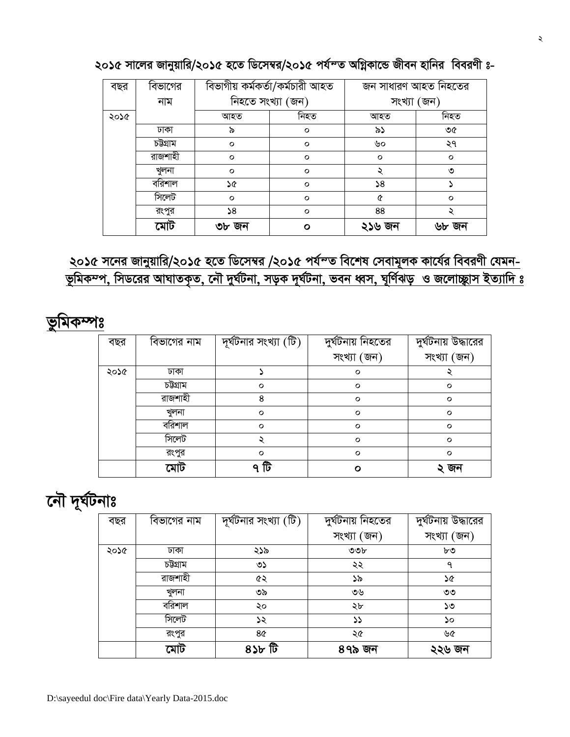**২০১৫ সালের জানুয়ারি/২০১৫ হতে ডিসেম্বর/২০১৫ পর্যন্ত অগ্নিকান্ডে জীবন হানির বিবরণী ঃ-**

| বছর | বিভাগের নাম | বিভাগীয় কর্মকর্তা/কর্মচারী আহত নিহতে সংখ্যা (জন) | | জন সাধারণ আহত নিহতের সংখ্যা (জন) | |
|---|---|---|---|---|---|
| ২০১৫ | | আহত | নিহত | আহত | নিহত |
| | ঢাকা | ৯ | ০ | ৯১ | ৩৫ |
| | চট্টগ্রাম | ০ | ০ | ৬০ | ২৭ |
| | রাজশাহী | ০ | ০ | ০ | ০ |
| | খুলনা | ০ | ০ | ২ | ৩ |
| | বরিশাল | ১৫ | ০ | ১৪ | ১ |
| | সিলেট | ০ | ০ | ৫ | ০ |
| | রংপুর | ১৪ | ০ | ৪৪ | ২ |
| | **মোট** | **৩৮ জন** | **০** | **২১৬ জন** | **৬৮ জন** |

**২০১৫ সনের জানুয়ারি/২০১৫ হতে ডিসেম্বর /২০১৫ পর্যন্ত বিশেষ সেবামূলক কার্যের বিবরণী যেমন- ভূমিকম্প, সিডরের আঘাতকৃত, নৌ দুর্ঘটনা, সড়ক দূর্ঘটনা, ভবন ধ্বস, ঘূর্ণিঝড় ও জলোচ্ছ্বাস ইত্যাদি ঃ**

## ভূমিকম্পঃ

| বছর | বিভাগের নাম | দূর্ঘটনার সংখ্যা (টি) | দুর্ঘটনায় নিহতের সংখ্যা (জন) | দুর্ঘটনায় উদ্ধারের সংখ্যা (জন) |
|---|---|---|---|---|
| ২০১৫ | ঢাকা | ১ | ০ | ২ |
| | চট্টগ্রাম | ০ | ০ | ০ |
| | রাজশাহী | ৪ | ০ | ০ |
| | খুলনা | ০ | ০ | ০ |
| | বরিশাল | ০ | ০ | ০ |
| | সিলেট | ২ | ০ | ০ |
| | রংপুর | ০ | ০ | ০ |
| | **মোট** | **৭ টি** | **০** | **২ জন** |

## নৌ দূর্ঘটনাঃ

| বছর | বিভাগের নাম | দূর্ঘটনার সংখ্যা (টি) | দুর্ঘটনায় নিহতের সংখ্যা (জন) | দুর্ঘটনায় উদ্ধারের সংখ্যা (জন) |
|---|---|---|---|---|
| ২০১৫ | ঢাকা | ২১৯ | ৩৩৮ | ৮৩ |
| | চট্টগ্রাম | ৩১ | ২২ | ৭ |
| | রাজশাহী | ৫২ | ১৯ | ১৫ |
| | খুলনা | ৩৯ | ৩৬ | ৩৩ |
| | বরিশাল | ২০ | ২৮ | ১৩ |
| | সিলেট | ১২ | ১১ | ১০ |
| | রংপুর | ৪৫ | ২৫ | ৬৫ |
| | **মোট** | **৪১৮ টি** | **৪৭৯ জন** | **২২৬ জন** |

D:\sayeedul doc\Fire data\Yearly Data-2015.doc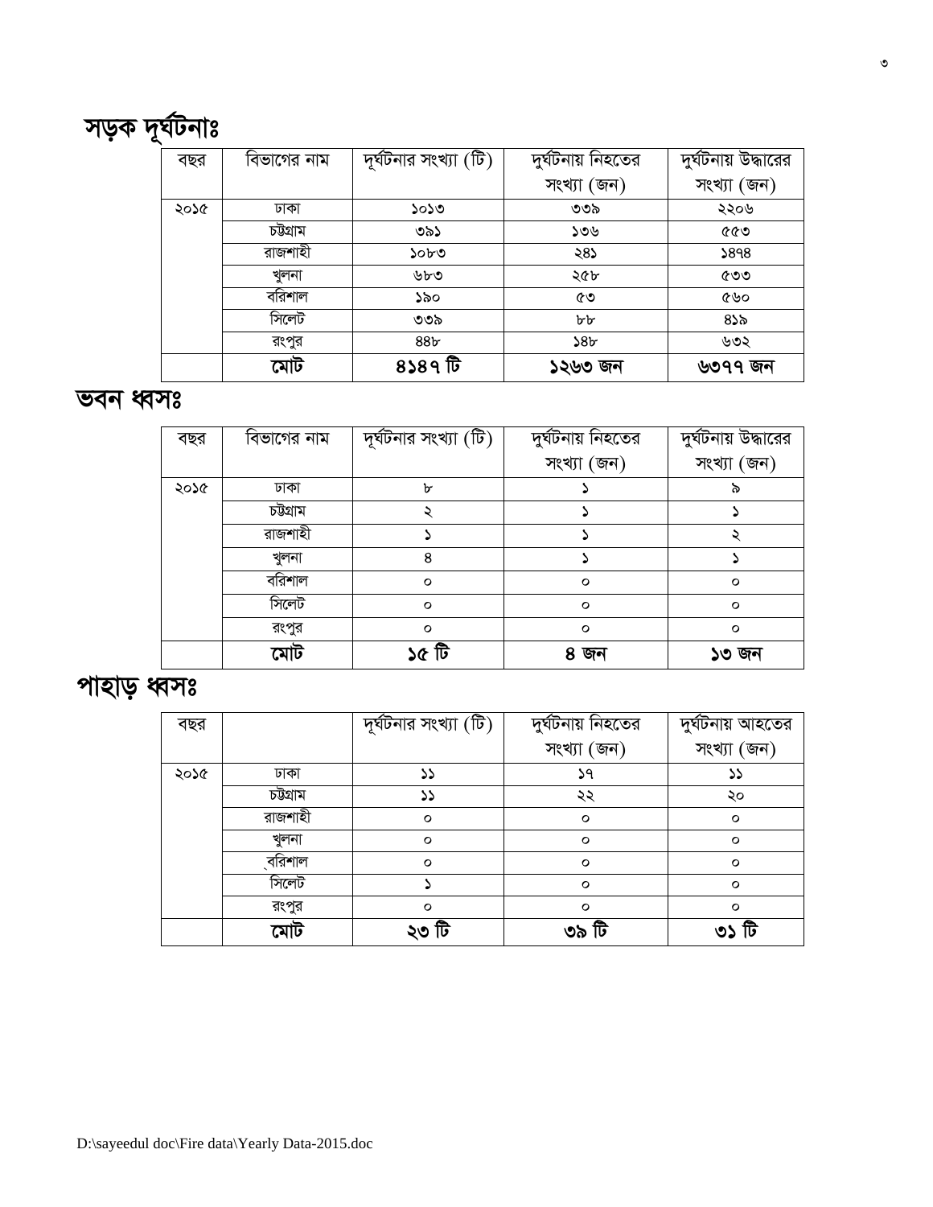## সড়ক দূর্ঘটনাঃ

| বছর | বিভাগের নাম | দূর্ঘটনার সংখ্যা (টি) | দুর্ঘটনায় নিহতের সংখ্যা (জন) | দুর্ঘটনায় উদ্ধারের সংখ্যা (জন) |
|---|---|---|---|---|
| ২০১৫ | ঢাকা | ১০১৩ | ৩৩৯ | ২২০৬ |
| | চট্টগ্রাম | ৩৯১ | ১৩৬ | ৫৫৩ |
| | রাজশাহী | ১০৮৩ | ২৪১ | ১৪৭৪ |
| | খুলনা | ৬৮৩ | ২৫৮ | ৫৩৩ |
| | বরিশাল | ১৯০ | ৫৩ | ৫৬০ |
| | সিলেট | ৩৩৯ | ৮৮ | ৪১৯ |
| | রংপুর | ৪৪৮ | ১৪৮ | ৬৩২ |
| | **মোট** | **৪১৪৭ টি** | **১২৬৩ জন** | **৬৩৭৭ জন** |

## ভবন ধ্বসঃ

| বছর | বিভাগের নাম | দূর্ঘটনার সংখ্যা (টি) | দুর্ঘটনায় নিহতের সংখ্যা (জন) | দুর্ঘটনায় উদ্ধারের সংখ্যা (জন) |
|---|---|---|---|---|
| ২০১৫ | ঢাকা | ৮ | ১ | ৯ |
| | চট্টগ্রাম | ২ | ১ | ১ |
| | রাজশাহী | ১ | ১ | ২ |
| | খুলনা | ৪ | ১ | ১ |
| | বরিশাল | ০ | ০ | ০ |
| | সিলেট | ০ | ০ | ০ |
| | রংপুর | ০ | ০ | ০ |
| | **মোট** | **১৫ টি** | **৪ জন** | **১৩ জন** |

## পাহাড় ধ্বসঃ

| বছর | | দূর্ঘটনার সংখ্যা (টি) | দুর্ঘটনায় নিহতের সংখ্যা (জন) | দুর্ঘটনায় আহতের সংখ্যা (জন) |
|---|---|---|---|---|
| ২০১৫ | ঢাকা | ১১ | ১৭ | ১১ |
| | চট্টগ্রাম | ১১ | ২২ | ২০ |
| | রাজশাহী | ০ | ০ | ০ |
| | খুলনা | ০ | ০ | ০ |
| | বরিশাল | ০ | ০ | ০ |
| | সিলেট | ১ | ০ | ০ |
| | রংপুর | ০ | ০ | ০ |
| | **মোট** | **২৩ টি** | **৩৯ টি** | **৩১ টি** |

D:\sayeedul doc\Fire data\Yearly Data-2015.doc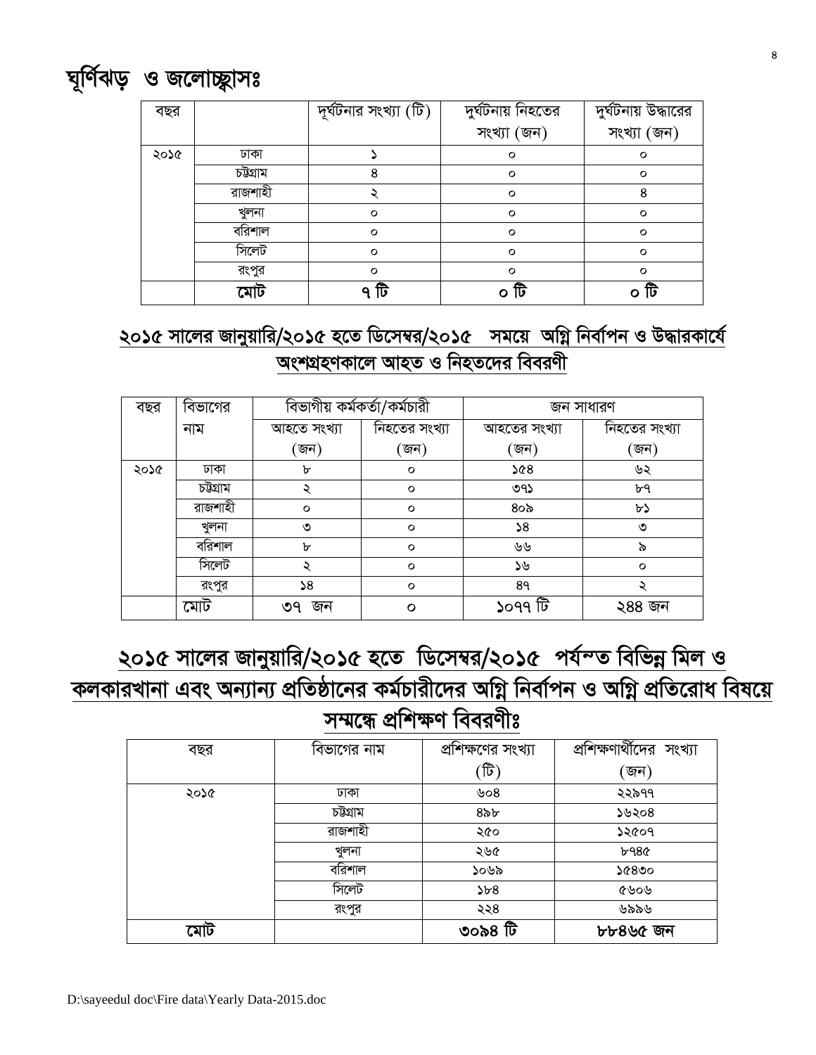## ঘূর্ণিঝড় ও জলোচ্ছ্বাসঃ

| বছর | | দূর্ঘটনার সংখ্যা (টি) | দুর্ঘটনায় নিহতের সংখ্যা (জন) | দুর্ঘটনায় উদ্ধারের সংখ্যা (জন) |
|---|---|---|---|---|
| ২০১৫ | ঢাকা | ১ | ০ | ০ |
| | চট্টগ্রাম | ৪ | ০ | ০ |
| | রাজশাহী | ২ | ০ | ৪ |
| | খুলনা | ০ | ০ | ০ |
| | বরিশাল | ০ | ০ | ০ |
| | সিলেট | ০ | ০ | ০ |
| | রংপুর | ০ | ০ | ০ |
| | **মোট** | **৭ টি** | **০ টি** | **০ টি** |

## ২০১৫ সালের জানুয়ারি/২০১৫ হতে ডিসেম্বর/২০১৫ সময়ে অগ্নি নির্বাপন ও উদ্ধারকার্যে অংশগ্রহণকালে আহত ও নিহতদের বিবরণী

| বছর | বিভাগের নাম | বিভাগীয় কর্মকর্তা/কর্মচারী | | জন সাধারণ | |
|---|---|---|---|---|---|
| | | আহতে সংখ্যা (জন) | নিহতের সংখ্যা (জন) | আহতের সংখ্যা (জন) | নিহতের সংখ্যা (জন) |
| ২০১৫ | ঢাকা | ৮ | ০ | ১৫৪ | ৬২ |
| | চট্টগ্রাম | ২ | ০ | ৩৭১ | ৮৭ |
| | রাজশাহী | ০ | ০ | ৪০৯ | ৮১ |
| | খুলনা | ৩ | ০ | ১৪ | ৩ |
| | বরিশাল | ৮ | ০ | ৬৬ | ৯ |
| | সিলেট | ২ | ০ | ১৬ | ০ |
| | রংপুর | ১৪ | ০ | ৪৭ | ২ |
| | মোট | ৩৭ জন | ০ | ১০৭৭ টি | ২৪৪ জন |

## ২০১৫ সালের জানুয়ারি/২০১৫ হতে ডিসেম্বর/২০১৫ পর্যন্ত বিভিন্ন মিল ও কলকারখানা এবং অন্যান্য প্রতিষ্ঠানের কর্মচারীদের অগ্নি নির্বাপন ও অগ্নি প্রতিরোধ বিষয়ে সম্মন্ধে প্রশিক্ষণ বিবরণীঃ

| বছর | বিভাগের নাম | প্রশিক্ষণের সংখ্যা (টি) | প্রশিক্ষণার্থীদের সংখ্যা (জন) |
|---|---|---|---|
| ২০১৫ | ঢাকা | ৬০৪ | ২২৯৭৭ |
| | চট্টগ্রাম | ৪৯৮ | ১৬২০৪ |
| | রাজশাহী | ২৫০ | ১২৫০৭ |
| | খুলনা | ২৬৫ | ৮৭৪৫ |
| | বরিশাল | ১০৬৯ | ১৫৪৩০ |
| | সিলেট | ১৮৪ | ৫৬০৬ |
| | রংপুর | ২২৪ | ৬৯৯৬ |
| **মোট** | | **৩০৯৪ টি** | **৮৮৪৬৫ জন** |

D:\sayeedul doc\Fire data\Yearly Data-2015.doc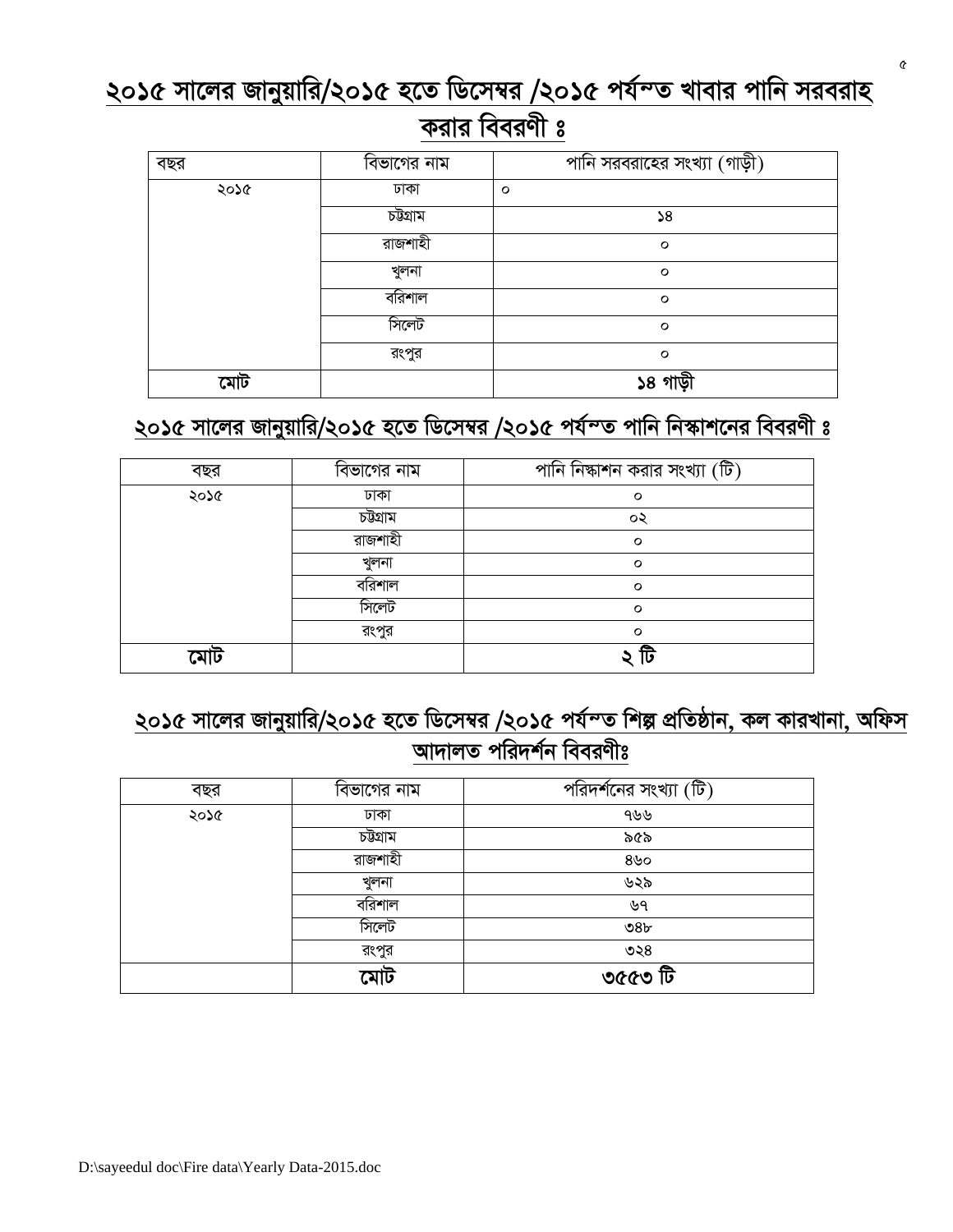## ২০১৫ সালের জানুয়ারি/২০১৫ হতে ডিসেম্বর /২০১৫ পর্যন্ত খাবার পানি সরবরাহ করার বিবরণী ঃ

| বছর | বিভাগের নাম | পানি সরবরাহের সংখ্যা (গাড়ী) |
|---|---|---|
| ২০১৫ | ঢাকা | ০ |
| | চট্টগ্রাম | ১৪ |
| | রাজশাহী | ০ |
| | খুলনা | ০ |
| | বরিশাল | ০ |
| | সিলেট | ০ |
| | রংপুর | ০ |
| **মোট** | | **১৪ গাড়ী** |

## ২০১৫ সালের জানুয়ারি/২০১৫ হতে ডিসেম্বর /২০১৫ পর্যন্ত পানি নিস্কাশনের বিবরণী ঃ

| বছর | বিভাগের নাম | পানি নিস্কাশন করার সংখ্যা (টি) |
|---|---|---|
| ২০১৫ | ঢাকা | ০ |
| | চট্টগ্রাম | ০২ |
| | রাজশাহী | ০ |
| | খুলনা | ০ |
| | বরিশাল | ০ |
| | সিলেট | ০ |
| | রংপুর | ০ |
| **মোট** | | **২ টি** |

## ২০১৫ সালের জানুয়ারি/২০১৫ হতে ডিসেম্বর /২০১৫ পর্যন্ত শিল্প প্রতিষ্ঠান, কল কারখানা, অফিস আদালত পরিদর্শন বিবরণীঃ

| বছর | বিভাগের নাম | পরিদর্শনের সংখ্যা (টি) |
|---|---|---|
| ২০১৫ | ঢাকা | ৭৬৬ |
| | চট্টগ্রাম | ৯৫৯ |
| | রাজশাহী | ৪৬০ |
| | খুলনা | ৬২৯ |
| | বরিশাল | ৬৭ |
| | সিলেট | ৩৪৮ |
| | রংপুর | ৩২৪ |
| | **মোট** | **৩৫৫৩ টি** |

D:\sayeedul doc\Fire data\Yearly Data-2015.doc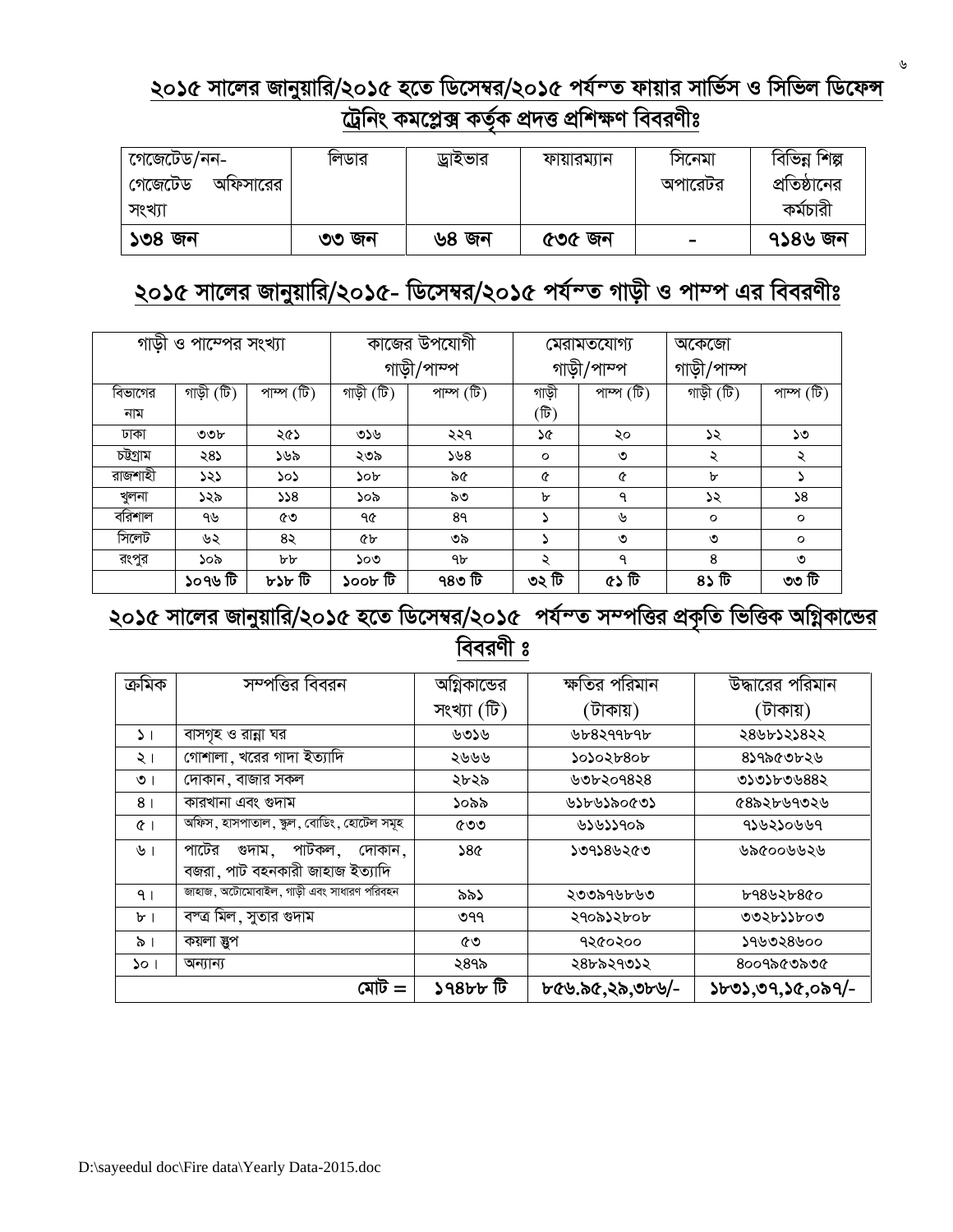## ২০১৫ সালের জানুয়ারি/২০১৫ হতে ডিসেম্বর/২০১৫ পর্যন্ত ফায়ার সার্ভিস ও সিভিল ডিফেন্স ট্রেনিং কমপ্লেক্স কর্তৃক প্রদত্ত প্রশিক্ষণ বিবরণীঃ

| গেজেটেড/নন-গেজেটেড অফিসারের সংখ্যা | লিডার | ড্রাইভার | ফায়ারম্যান | সিনেমা অপারেটর | বিভিন্ন শিল্প প্রতিষ্ঠানের কর্মচারী |
|---|---|---|---|---|---|
| **১৩৪ জন** | **৩৩ জন** | **৬৪ জন** | **৫৩৫ জন** | **-** | **৭১৪৬ জন** |

## ২০১৫ সালের জানুয়ারি/২০১৫- ডিসেম্বর/২০১৫ পর্যন্ত গাড়ী ও পাম্প এর বিবরণীঃ

| গাড়ী ও পাম্পের সংখ্যা | | | কাজের উপযোগী গাড়ী/পাম্প | | মেরামতযোগ্য গাড়ী/পাম্প | | অকেজো গাড়ী/পাম্প | |
|---|---|---|---|---|---|---|---|---|
| বিভাগের নাম | গাড়ী (টি) | পাম্প (টি) | গাড়ী (টি) | পাম্প (টি) | গাড়ী (টি) | পাম্প (টি) | গাড়ী (টি) | পাম্প (টি) |
| ঢাকা | ৩৩৮ | ২৫১ | ৩১৬ | ২২৭ | ১৫ | ২০ | ১২ | ১৩ |
| চট্টগ্রাম | ২৪১ | ১৬৯ | ২৩৯ | ১৬৪ | ০ | ৩ | ২ | ২ |
| রাজশাহী | ১২১ | ১০১ | ১০৮ | ৯৫ | ৫ | ৫ | ৮ | ১ |
| খুলনা | ১২৯ | ১১৪ | ১০৯ | ৯৩ | ৮ | ৭ | ১২ | ১৪ |
| বরিশাল | ৭৬ | ৫৩ | ৭৫ | ৪৭ | ১ | ৬ | ০ | ০ |
| সিলেট | ৬২ | ৪২ | ৫৮ | ৩৯ | ১ | ৩ | ৩ | ০ |
| রংপুর | ১০৯ | ৮৮ | ১০৩ | ৭৮ | ২ | ৭ | ৪ | ৩ |
| | **১০৭৬ টি** | **৮১৮ টি** | **১০০৮ টি** | **৭৪৩ টি** | **৩২ টি** | **৫১ টি** | **৪১ টি** | **৩৩ টি** |

## ২০১৫ সালের জানুয়ারি/২০১৫ হতে ডিসেম্বর/২০১৫ পর্যন্ত সম্পত্তির প্রকৃতি ভিত্তিক অগ্নিকান্ডের বিবরণী ঃ

| ক্রমিক | সম্পত্তির বিবরন | অগ্নিকান্ডের সংখ্যা (টি) | ক্ষতির পরিমান (টাকায়) | উদ্ধারের পরিমান (টাকায়) |
|---|---|---|---|---|
| ১। | বাসগৃহ ও রান্না ঘর | ৬৩১৬ | ৬৮৪২৭৭৮৭৮ | ২৪৬৮১২১৪২২ |
| ২। | গোশালা, খরের গাদা ইত্যাদি | ২৬৬৬ | ১০১০২৮৪০৮ | ৪১৭৯৫৩৮২৬ |
| ৩। | দোকান, বাজার সকল | ২৮২৯ | ৬৩৮২০৭৪২৪ | ৩১৩১৮৩৬৪৪২ |
| ৪। | কারখানা এবং গুদাম | ১০৯৯ | ৬১৮৬১৯০৫৩১ | ৫৪৯২৮৬৭৩২৬ |
| ৫। | অফিস, হাসপাতাল, স্কুল, বোর্ডিং, হোটেল সমূহ | ৫৩৩ | ৬১৬১১৭০৯ | ৭১৬২১০৬৬৭ |
| ৬। | পাটের গুদাম, পাটকল, দোকান, বজরা, পাট বহনকারী জাহাজ ইত্যাদি | ১৪৫ | ১৩৭১৪৬২৫৩ | ৬৯৫০০৬৬২৬ |
| ৭। | জাহাজ, অটোমোবাইল, গাড়ী এবং সাধারণ পরিবহন | ৯৯১ | ২৩৩৯৭৬৮৬৩ | ৮৭৪৬২৮৪৫০ |
| ৮। | বস্ত্র মিল, সুতার গুদাম | ৩৭৭ | ২৭০৯১২৮০৮ | ৩৩২৮১১৮০৩ |
| ৯। | কয়লা স্তুপ | ৫৩ | ৭২৫০২০০ | ১৭৬৩২৪৬০০ |
| ১০। | অন্যান্য | ২৪৭৯ | ২৪৮৯২৭৩১২ | ৪০০৭৯৫৩৯৩৫ |
| | **মোট =** | **১৭৪৮৮ টি** | **৮৫৬.৯৫,২৯,৩৮৬/-** | **১৮৩১,৩৭,১৫,০৯৭/-** |

D:\sayeedul doc\Fire data\Yearly Data-2015.doc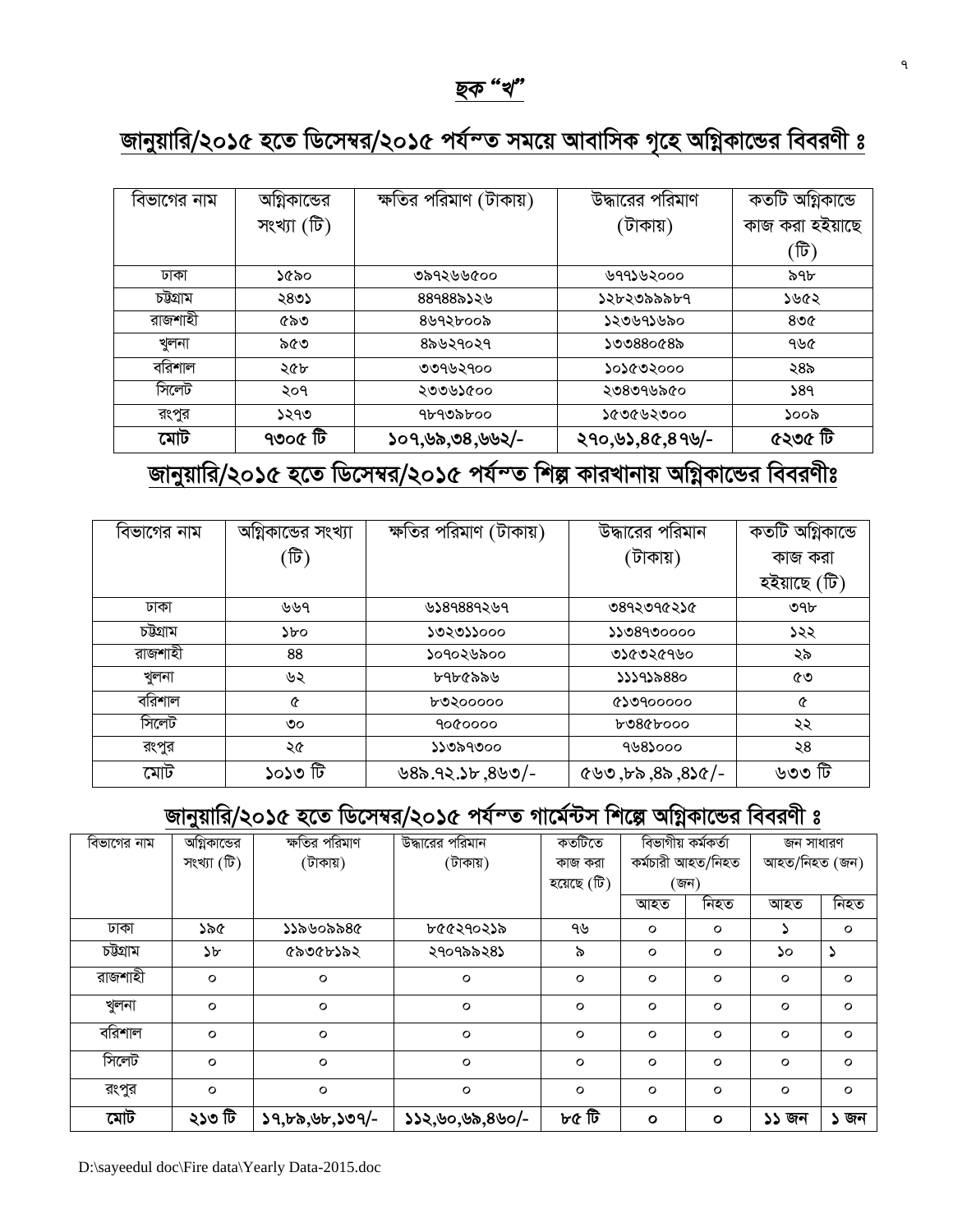## ছক "খ"

## জানুয়ারি/২০১৫ হতে ডিসেম্বর/২০১৫ পর্যন্ত সময়ে আবাসিক গৃহে অগ্নিকান্ডের বিবরণী ঃ

| বিভাগের নাম | অগ্নিকান্ডের সংখ্যা (টি) | ক্ষতির পরিমাণ (টাকায়) | উদ্ধারের পরিমাণ (টাকায়) | কতটি অগ্নিকান্ডে কাজ করা হইয়াছে (টি) |
|---|---|---|---|---|
| ঢাকা | ১৫৯০ | ৩৯৭২৬৬৫০০ | ৬৭৭১৬২০০০ | ৯৭৮ |
| চট্টগ্রাম | ২৪৩১ | ৪৪৭৪৪৯১২৬ | ১২৮২৩৯৯৯৮৭ | ১৬৫২ |
| রাজশাহী | ৫৯৩ | ৪৬৭২৮০০৯ | ১২৩৬৭১৬৯০ | ৪৩৫ |
| খুলনা | ৯৫৩ | ৪৯৬২৭০২৭ | ১৩৩৪৪০৫৪৯ | ৭৬৫ |
| বরিশাল | ২৫৮ | ৩৩৭৬২৭০০ | ১০১৫৩২০০০ | ২৪৯ |
| সিলেট | ২০৭ | ২৩৩৬১৫০০ | ২৩৪৩৭৬৯৫০ | ১৪৭ |
| রংপুর | ১২৭৩ | ৭৮৭৩৯৮০০ | ১৫৩৫৬২৩০০ | ১০০৯ |
| **মোট** | **৭৩০৫ টি** | **১০৭,৬৯,৩৪,৬৬২/-** | **২৭০,৬১,৪৫,৪৭৬/-** | **৫২৩৫ টি** |

## জানুয়ারি/২০১৫ হতে ডিসেম্বর/২০১৫ পর্যন্ত শিল্প কারখানায় অগ্নিকান্ডের বিবরণীঃ

| বিভাগের নাম | অগ্নিকান্ডের সংখ্যা (টি) | ক্ষতির পরিমাণ (টাকায়) | উদ্ধারের পরিমান (টাকায়) | কতটি অগ্নিকান্ডে কাজ করা হইয়াছে (টি) |
|---|---|---|---|---|
| ঢাকা | ৬৬৭ | ৬১৪৭৪৪৭২৬৭ | ৩৪৭২৩৭৫২১৫ | ৩৭৮ |
| চট্টগ্রাম | ১৮০ | ১৩২৩১১০০০ | ১১৩৪৭৩০০০০ | ১২২ |
| রাজশাহী | ৪৪ | ১০৭০২৬৯০০ | ৩১৫৩২৫৭৬০ | ২৯ |
| খুলনা | ৬২ | ৮৭৮৫৯৯৬ | ১১১৭১৯৪৪০ | ৫৩ |
| বরিশাল | ৫ | ৮৩২০০০০০ | ৫১৩৭০০০০০ | ৫ |
| সিলেট | ৩০ | ৭০৫০০০০ | ৮৩৪৫৮০০০ | ২২ |
| রংপুর | ২৫ | ১১৩৯৭৩০০ | ৭৬৪১০০০ | ২৪ |
| মোট | ১০১৩ টি | ৬৪৯.৭২.১৮,৪৬৩/- | ৫৬৩,৮৯,৪৯,৪১৫/- | ৬৩৩ টি |

## জানুয়ারি/২০১৫ হতে ডিসেম্বর/২০১৫ পর্যন্ত গার্মেন্টস শিল্পে অগ্নিকান্ডের বিবরণী ঃ

| বিভাগের নাম | অগ্নিকান্ডের সংখ্যা (টি) | ক্ষতির পরিমাণ (টাকায়) | উদ্ধারের পরিমান (টাকায়) | কতটিতে কাজ করা হয়েছে (টি) | বিভাগীয় কর্মকর্তা কর্মচারী আহত/নিহত (জন) | | জন সাধারণ আহত/নিহত (জন) | |
|---|---|---|---|---|---|---|---|---|
| | | | | | আহত | নিহত | আহত | নিহত |
| ঢাকা | ১৯৫ | ১১৯৬০৯৯৪৫ | ৮৫৫২৭০২১৯ | ৭৬ | ০ | ০ | ১ | ০ |
| চট্টগ্রাম | ১৮ | ৫৯৩৫৮১৯২ | ২৭০৭৯৯২৪১ | ৯ | ০ | ০ | ১০ | ১ |
| রাজশাহী | ০ | ০ | ০ | ০ | ০ | ০ | ০ | ০ |
| খুলনা | ০ | ০ | ০ | ০ | ০ | ০ | ০ | ০ |
| বরিশাল | ০ | ০ | ০ | ০ | ০ | ০ | ০ | ০ |
| সিলেট | ০ | ০ | ০ | ০ | ০ | ০ | ০ | ০ |
| রংপুর | ০ | ০ | ০ | ০ | ০ | ০ | ০ | ০ |
| **মোট** | **২১৩ টি** | **১৭,৮৯,৬৮,১৩৭/-** | **১১২,৬০,৬৯,৪৬০/-** | **৮৫ টি** | **০** | **০** | **১১ জন** | **১ জন** |

D:\sayeedul doc\Fire data\Yearly Data-2015.doc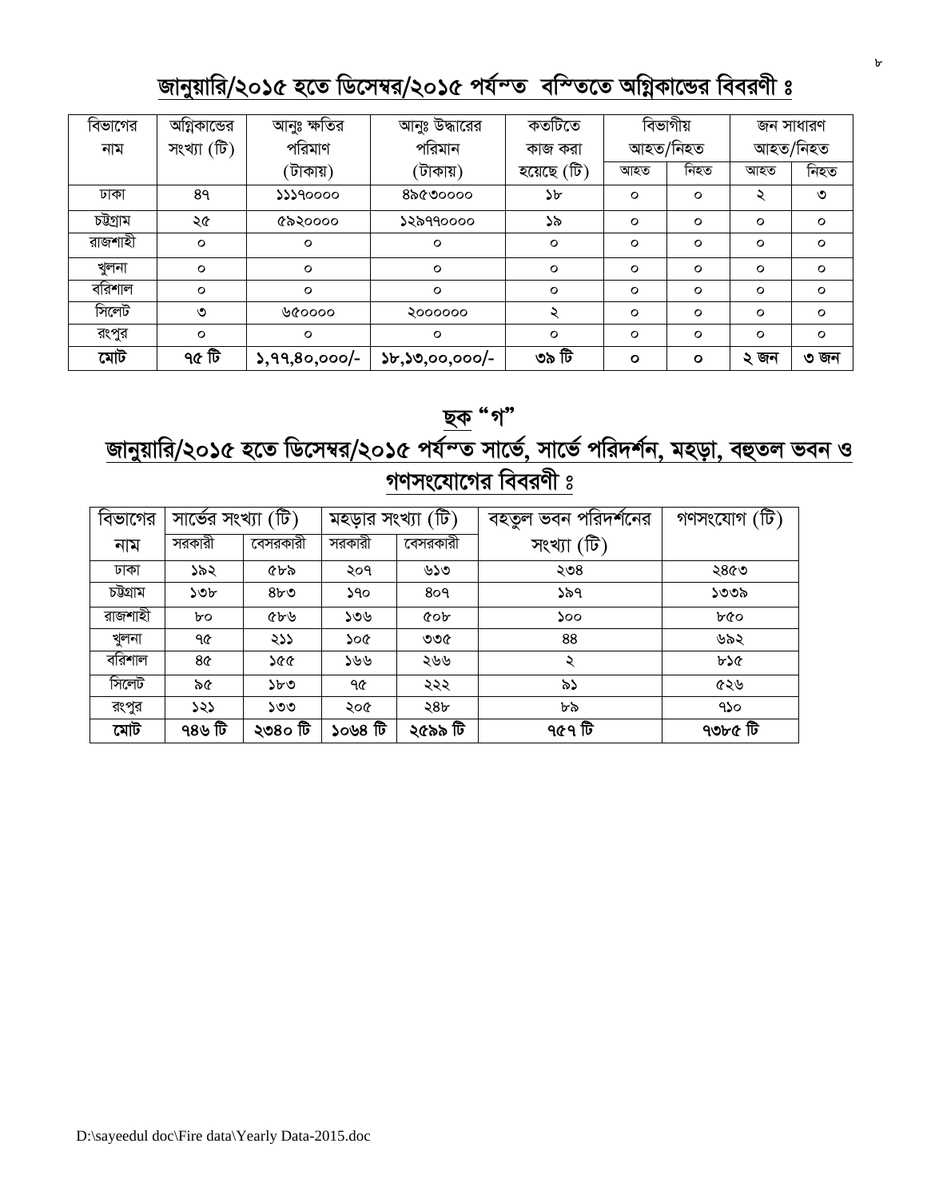## জানুয়ারি/২০১৫ হতে ডিসেম্বর/২০১৫ পর্যন্ত বস্তিতে অগ্নিকান্ডের বিবরণী ঃ

| বিভাগের নাম | অগ্নিকান্ডের সংখ্যা (টি) | আনুঃ ক্ষতির পরিমাণ (টাকায়) | আনুঃ উদ্ধারের পরিমান (টাকায়) | কতটিতে কাজ করা হয়েছে (টি) | বিভাগীয় আহত/নিহত | | জন সাধারণ আহত/নিহত | |
|---|---|---|---|---|---|---|---|---|
| | | | | | আহত | নিহত | আহত | নিহত |
| ঢাকা | ৪৭ | ১১১৭০০০০ | ৪৯৫৩০০০০ | ১৮ | ০ | ০ | ২ | ৩ |
| চট্টগ্রাম | ২৫ | ৫৯২০০০০ | ১২৯৭৭০০০০ | ১৯ | ০ | ০ | ০ | ০ |
| রাজশাহী | ০ | ০ | ০ | ০ | ০ | ০ | ০ | ০ |
| খুলনা | ০ | ০ | ০ | ০ | ০ | ০ | ০ | ০ |
| বরিশাল | ০ | ০ | ০ | ০ | ০ | ০ | ০ | ০ |
| সিলেট | ৩ | ৬৫০০০০ | ২০০০০০০ | ২ | ০ | ০ | ০ | ০ |
| রংপুর | ০ | ০ | ০ | ০ | ০ | ০ | ০ | ০ |
| **মোট** | **৭৫ টি** | **১,৭৭,৪০,০০০/-** | **১৮,১৩,০০,০০০/-** | **৩৯ টি** | **০** | **০** | **২ জন** | **৩ জন** |

## ছক "গ"

## জানুয়ারি/২০১৫ হতে ডিসেম্বর/২০১৫ পর্যন্ত সার্ভে, সার্ভে পরিদর্শন, মহড়া, বহুতল ভবন ও গণসংযোগের বিবরণী ঃ

| বিভাগের নাম | সার্ভের সংখ্যা (টি) | | মহড়ার সংখ্যা (টি) | | বহুতুল ভবন পরিদর্শনের সংখ্যা (টি) | গণসংযোগ (টি) |
|---|---|---|---|---|---|---|
| | সরকারী | বেসরকারী | সরকারী | বেসরকারী | | |
| ঢাকা | ১৯২ | ৫৮৯ | ২০৭ | ৬১৩ | ২৩৪ | ২৪৫৩ |
| চট্টগ্রাম | ১৩৮ | ৪৮৩ | ১৭০ | ৪০৭ | ১৯৭ | ১৩৩৯ |
| রাজশাহী | ৮০ | ৫৮৬ | ১৩৬ | ৫০৮ | ১০০ | ৮৫০ |
| খুলনা | ৭৫ | ২১১ | ১০৫ | ৩৩৫ | ৪৪ | ৬৯২ |
| বরিশাল | ৪৫ | ১৫৫ | ১৬৬ | ২৬৬ | ২ | ৮১৫ |
| সিলেট | ৯৫ | ১৮৩ | ৭৫ | ২২২ | ৯১ | ৫২৬ |
| রংপুর | ১২১ | ১৩৩ | ২০৫ | ২৪৮ | ৮৯ | ৭১০ |
| **মোট** | **৭৪৬ টি** | **২৩৪০ টি** | **১০৬৪ টি** | **২৫৯৯ টি** | **৭৫৭ টি** | **৭৩৮৫ টি** |

D:\sayeedul doc\Fire data\Yearly Data-2015.doc